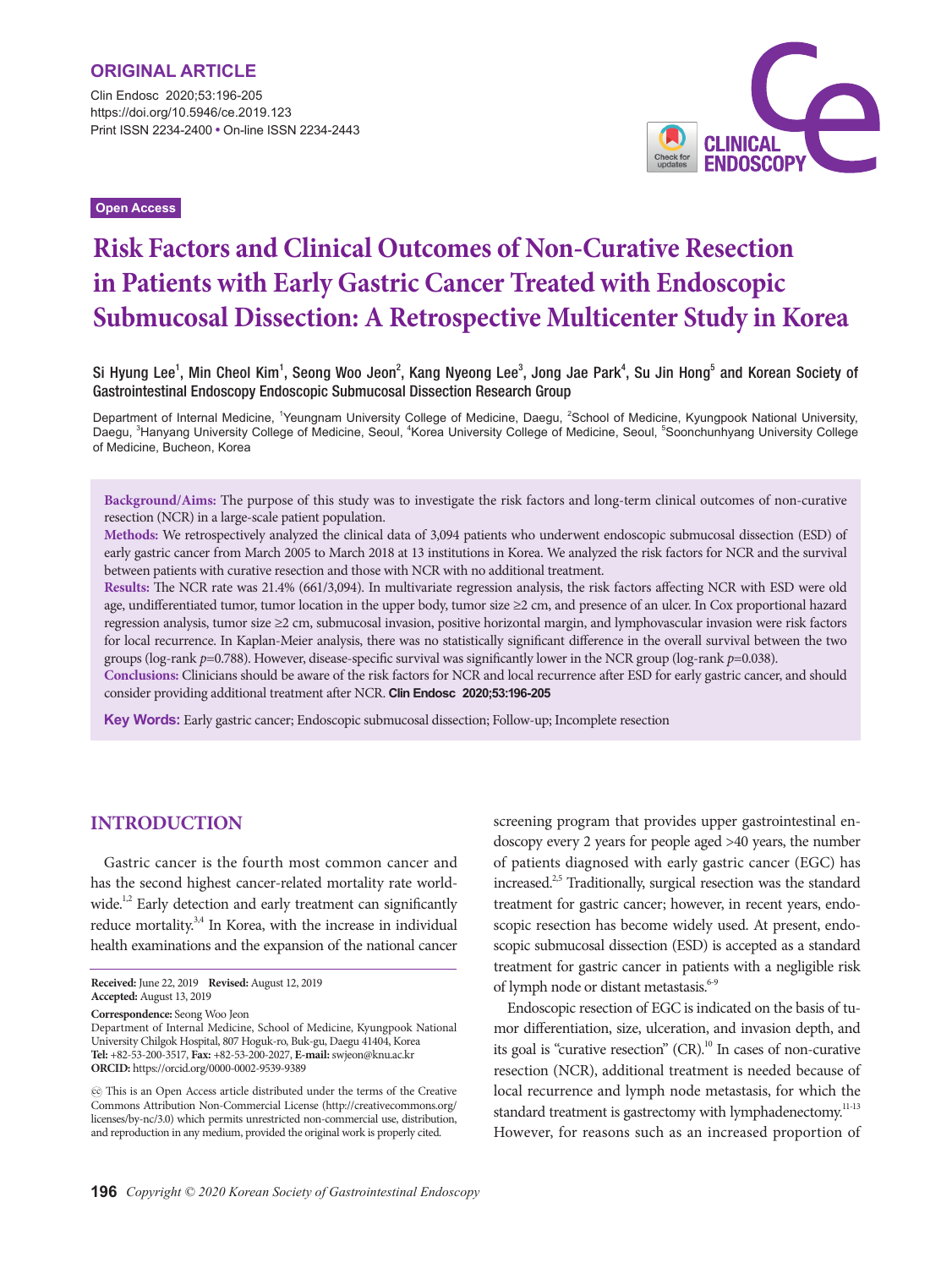ORIGINAL ARTICLE

Clin Endosc 2020;53:196-205
https://doi.org/10.5946/ce.2019.123
Print ISSN 2234-2400 • On-line ISSN 2234-2443

Open Access

# Risk Factors and Clinical Outcomes of Non-Curative Resection in Patients with Early Gastric Cancer Treated with Endoscopic Submucosal Dissection: A Retrospective Multicenter Study in Korea

Si Hyung Lee[1], Min Cheol Kim[1], Seong Woo Jeon[2], Kang Nyeong Lee[3], Jong Jae Park[4], Su Jin Hong[5] and Korean Society of Gastrointestinal Endoscopy Endoscopic Submucosal Dissection Research Group

Department of Internal Medicine, [1]Yeungnam University College of Medicine, Daegu, [2]School of Medicine, Kyungpook National University, Daegu, [3]Hanyang University College of Medicine, Seoul, [4]Korea University College of Medicine, Seoul, [5]Soonchunhyang University College of Medicine, Bucheon, Korea

**Background/Aims:** The purpose of this study was to investigate the risk factors and long-term clinical outcomes of non-curative resection (NCR) in a large-scale patient population.
**Methods:** We retrospectively analyzed the clinical data of 3,094 patients who underwent endoscopic submucosal dissection (ESD) of early gastric cancer from March 2005 to March 2018 at 13 institutions in Korea. We analyzed the risk factors for NCR and the survival between patients with curative resection and those with NCR with no additional treatment.
**Results:** The NCR rate was 21.4% (661/3,094). In multivariate regression analysis, the risk factors affecting NCR with ESD were old age, undifferentiated tumor, tumor location in the upper body, tumor size ≥2 cm, and presence of an ulcer. In Cox proportional hazard regression analysis, tumor size ≥2 cm, submucosal invasion, positive horizontal margin, and lymphovascular invasion were risk factors for local recurrence. In Kaplan-Meier analysis, there was no statistically significant difference in the overall survival between the two groups (log-rank $p$=0.788). However, disease-specific survival was significantly lower in the NCR group (log-rank $p$=0.038).
**Conclusions:** Clinicians should be aware of the risk factors for NCR and local recurrence after ESD for early gastric cancer, and should consider providing additional treatment after NCR. **Clin Endosc 2020;53:196-205**

**Key Words:** Early gastric cancer; Endoscopic submucosal dissection; Follow-up; Incomplete resection

## INTRODUCTION

Gastric cancer is the fourth most common cancer and has the second highest cancer-related mortality rate worldwide.[1,2] Early detection and early treatment can significantly reduce mortality.[3,4] In Korea, with the increase in individual health examinations and the expansion of the national cancer screening program that provides upper gastrointestinal endoscopy every 2 years for people aged >40 years, the number of patients diagnosed with early gastric cancer (EGC) has increased.[2,5] Traditionally, surgical resection was the standard treatment for gastric cancer; however, in recent years, endoscopic resection has become widely used. At present, endoscopic submucosal dissection (ESD) is accepted as a standard treatment for gastric cancer in patients with a negligible risk of lymph node or distant metastasis.[6-9]

Endoscopic resection of EGC is indicated on the basis of tumor differentiation, size, ulceration, and invasion depth, and its goal is "curative resection" (CR).[10] In cases of non-curative resection (NCR), additional treatment is needed because of local recurrence and lymph node metastasis, for which the standard treatment is gastrectomy with lymphadenectomy.[11-13] However, for reasons such as an increased proportion of

**Received:** June 22, 2019 **Revised:** August 12, 2019
**Accepted:** August 13, 2019
**Correspondence:** Seong Woo Jeon
Department of Internal Medicine, School of Medicine, Kyungpook National University Chilgok Hospital, 807 Hoguk-ro, Buk-gu, Daegu 41404, Korea
**Tel:** +82-53-200-3517, **Fax:** +82-53-200-2027, **E-mail:** swjeon@knu.ac.kr
**ORCID:** https://orcid.org/0000-0002-9539-9389

This is an Open Access article distributed under the terms of the Creative Commons Attribution Non-Commercial License (http://creativecommons.org/licenses/by-nc/3.0) which permits unrestricted non-commercial use, distribution, and reproduction in any medium, provided the original work is properly cited.

*Copyright © 2020 Korean Society of Gastrointestinal Endoscopy*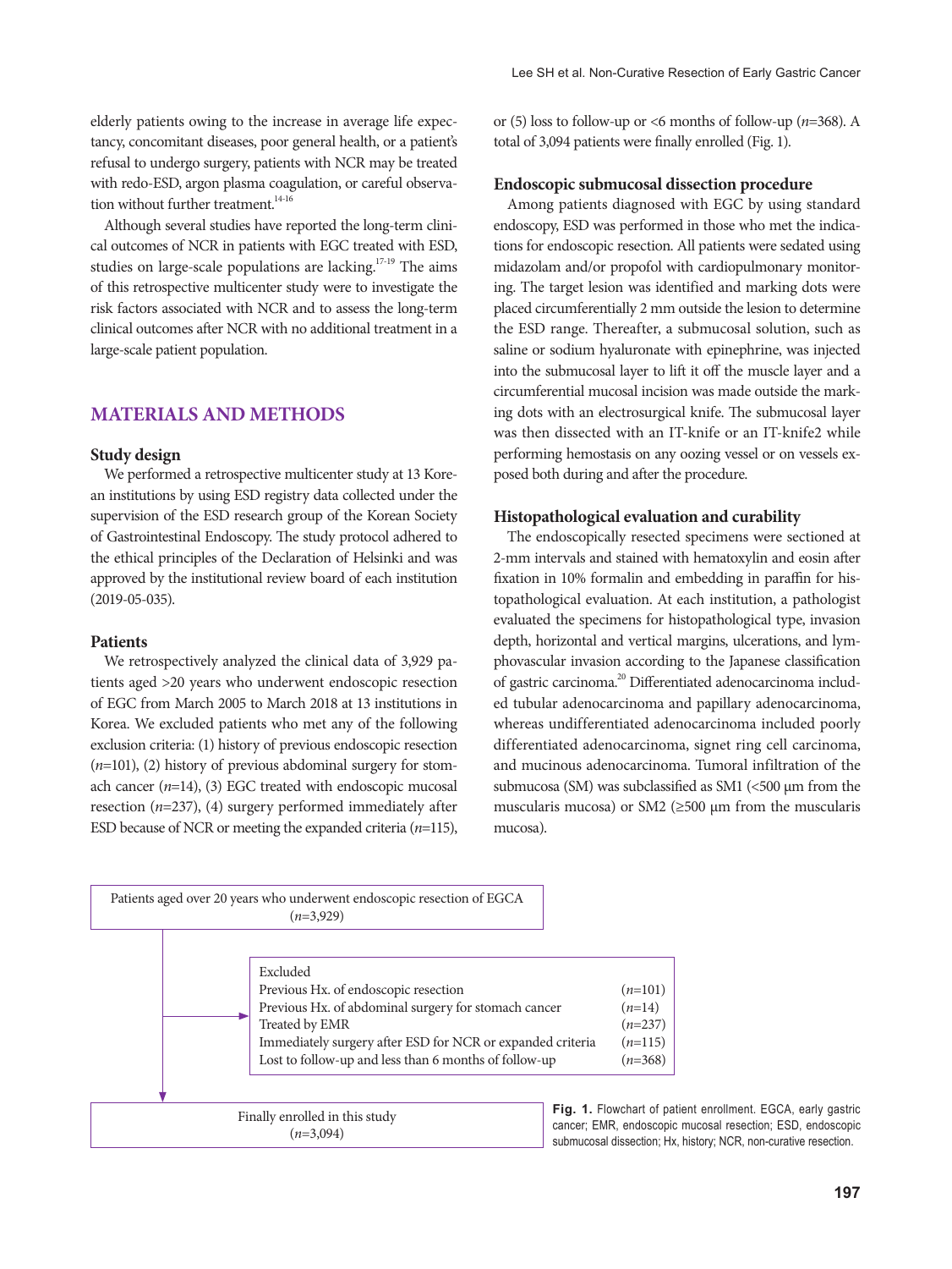elderly patients owing to the increase in average life expectancy, concomitant diseases, poor general health, or a patient's refusal to undergo surgery, patients with NCR may be treated with redo-ESD, argon plasma coagulation, or careful observation without further treatment.[14-16]

Although several studies have reported the long-term clinical outcomes of NCR in patients with EGC treated with ESD, studies on large-scale populations are lacking.[17-19] The aims of this retrospective multicenter study were to investigate the risk factors associated with NCR and to assess the long-term clinical outcomes after NCR with no additional treatment in a large-scale patient population.

## MATERIALS AND METHODS

### Study design

We performed a retrospective multicenter study at 13 Korean institutions by using ESD registry data collected under the supervision of the ESD research group of the Korean Society of Gastrointestinal Endoscopy. The study protocol adhered to the ethical principles of the Declaration of Helsinki and was approved by the institutional review board of each institution (2019-05-035).

### Patients

We retrospectively analyzed the clinical data of 3,929 patients aged >20 years who underwent endoscopic resection of EGC from March 2005 to March 2018 at 13 institutions in Korea. We excluded patients who met any of the following exclusion criteria: (1) history of previous endoscopic resection (*n*=101), (2) history of previous abdominal surgery for stomach cancer (*n*=14), (3) EGC treated with endoscopic mucosal resection (*n*=237), (4) surgery performed immediately after ESD because of NCR or meeting the expanded criteria (*n*=115), or (5) loss to follow-up or <6 months of follow-up (*n*=368). A total of 3,094 patients were finally enrolled (Fig. 1).

### Endoscopic submucosal dissection procedure

Among patients diagnosed with EGC by using standard endoscopy, ESD was performed in those who met the indications for endoscopic resection. All patients were sedated using midazolam and/or propofol with cardiopulmonary monitoring. The target lesion was identified and marking dots were placed circumferentially 2 mm outside the lesion to determine the ESD range. Thereafter, a submucosal solution, such as saline or sodium hyaluronate with epinephrine, was injected into the submucosal layer to lift it off the muscle layer and a circumferential mucosal incision was made outside the marking dots with an electrosurgical knife. The submucosal layer was then dissected with an IT-knife or an IT-knife2 while performing hemostasis on any oozing vessel or on vessels exposed both during and after the procedure.

### Histopathological evaluation and curability

The endoscopically resected specimens were sectioned at 2-mm intervals and stained with hematoxylin and eosin after fixation in 10% formalin and embedding in paraffin for histopathological evaluation. At each institution, a pathologist evaluated the specimens for histopathological type, invasion depth, horizontal and vertical margins, ulcerations, and lymphovascular invasion according to the Japanese classification of gastric carcinoma.[20] Differentiated adenocarcinoma included tubular adenocarcinoma and papillary adenocarcinoma, whereas undifferentiated adenocarcinoma included poorly differentiated adenocarcinoma, signet ring cell carcinoma, and mucinous adenocarcinoma. Tumoral infiltration of the submucosa (SM) was subclassified as SM1 (<500 μm from the muscularis mucosa) or SM2 (≥500 μm from the muscularis mucosa).

Patients aged over 20 years who underwent endoscopic resection of EGCA (*n*=3,929)

| Excluded | |
|---|---|
| Previous Hx. of endoscopic resection | (*n*=101) |
| Previous Hx. of abdominal surgery for stomach cancer | (*n*=14) |
| Treated by EMR | (*n*=237) |
| Immediately surgery after ESD for NCR or expanded criteria | (*n*=115) |
| Lost to follow-up and less than 6 months of follow-up | (*n*=368) |

Finally enrolled in this study (*n*=3,094)

**Fig. 1.** Flowchart of patient enrollment. EGCA, early gastric cancer; EMR, endoscopic mucosal resection; ESD, endoscopic submucosal dissection; Hx, history; NCR, non-curative resection.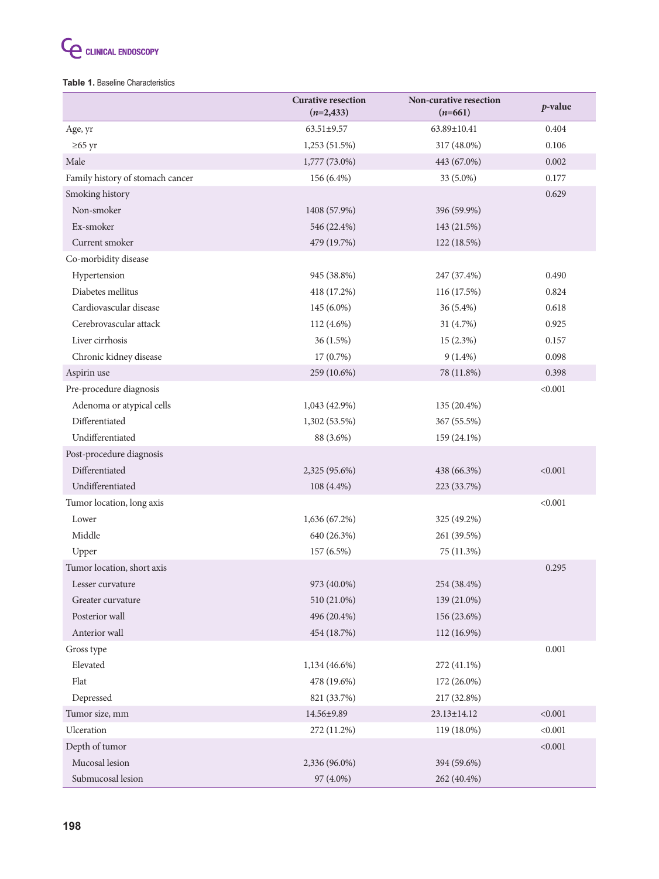**Table 1.** Baseline Characteristics

| | Curative resection ($n$=2,433) | Non-curative resection ($n$=661) | $p$-value |
|---|---|---|---|
| Age, yr | 63.51±9.57 | 63.89±10.41 | 0.404 |
| ≥65 yr | 1,253 (51.5%) | 317 (48.0%) | 0.106 |
| Male | 1,777 (73.0%) | 443 (67.0%) | 0.002 |
| Family history of stomach cancer | 156 (6.4%) | 33 (5.0%) | 0.177 |
| Smoking history | | | 0.629 |
| Non-smoker | 1408 (57.9%) | 396 (59.9%) | |
| Ex-smoker | 546 (22.4%) | 143 (21.5%) | |
| Current smoker | 479 (19.7%) | 122 (18.5%) | |
| Co-morbidity disease | | | |
| Hypertension | 945 (38.8%) | 247 (37.4%) | 0.490 |
| Diabetes mellitus | 418 (17.2%) | 116 (17.5%) | 0.824 |
| Cardiovascular disease | 145 (6.0%) | 36 (5.4%) | 0.618 |
| Cerebrovascular attack | 112 (4.6%) | 31 (4.7%) | 0.925 |
| Liver cirrhosis | 36 (1.5%) | 15 (2.3%) | 0.157 |
| Chronic kidney disease | 17 (0.7%) | 9 (1.4%) | 0.098 |
| Aspirin use | 259 (10.6%) | 78 (11.8%) | 0.398 |
| Pre-procedure diagnosis | | | <0.001 |
| Adenoma or atypical cells | 1,043 (42.9%) | 135 (20.4%) | |
| Differentiated | 1,302 (53.5%) | 367 (55.5%) | |
| Undifferentiated | 88 (3.6%) | 159 (24.1%) | |
| Post-procedure diagnosis | | | |
| Differentiated | 2,325 (95.6%) | 438 (66.3%) | <0.001 |
| Undifferentiated | 108 (4.4%) | 223 (33.7%) | |
| Tumor location, long axis | | | <0.001 |
| Lower | 1,636 (67.2%) | 325 (49.2%) | |
| Middle | 640 (26.3%) | 261 (39.5%) | |
| Upper | 157 (6.5%) | 75 (11.3%) | |
| Tumor location, short axis | | | 0.295 |
| Lesser curvature | 973 (40.0%) | 254 (38.4%) | |
| Greater curvature | 510 (21.0%) | 139 (21.0%) | |
| Posterior wall | 496 (20.4%) | 156 (23.6%) | |
| Anterior wall | 454 (18.7%) | 112 (16.9%) | |
| Gross type | | | 0.001 |
| Elevated | 1,134 (46.6%) | 272 (41.1%) | |
| Flat | 478 (19.6%) | 172 (26.0%) | |
| Depressed | 821 (33.7%) | 217 (32.8%) | |
| Tumor size, mm | 14.56±9.89 | 23.13±14.12 | <0.001 |
| Ulceration | 272 (11.2%) | 119 (18.0%) | <0.001 |
| Depth of tumor | | | <0.001 |
| Mucosal lesion | 2,336 (96.0%) | 394 (59.6%) | |
| Submucosal lesion | 97 (4.0%) | 262 (40.4%) | |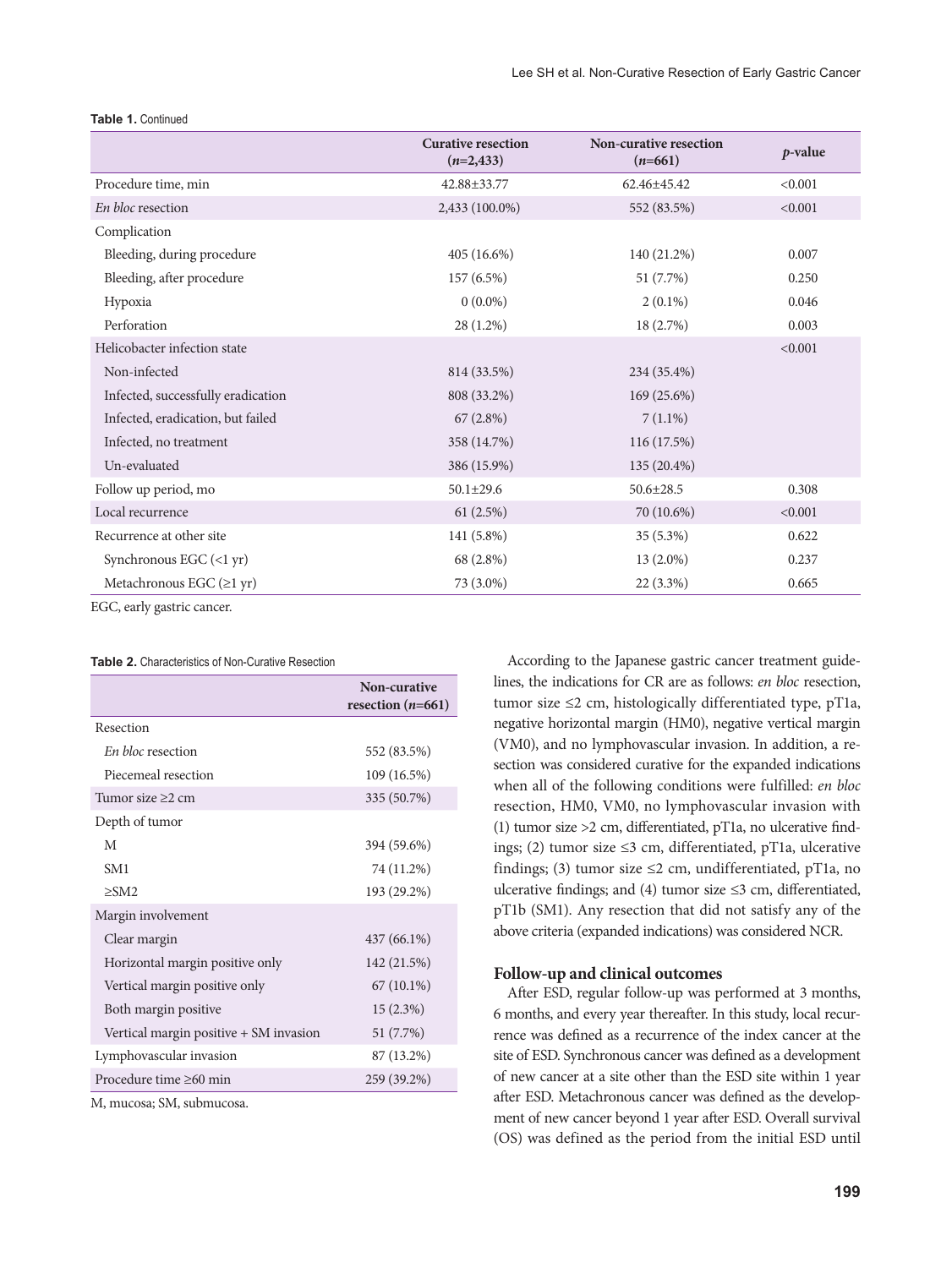**Table 1.** Continued

| | Curative resection ($n$=2,433) | Non-curative resection ($n$=661) | $p$-value |
|---|---|---|---|
| Procedure time, min | 42.88±33.77 | 62.46±45.42 | <0.001 |
| *En bloc* resection | 2,433 (100.0%) | 552 (83.5%) | <0.001 |
| Complication | | | |
| Bleeding, during procedure | 405 (16.6%) | 140 (21.2%) | 0.007 |
| Bleeding, after procedure | 157 (6.5%) | 51 (7.7%) | 0.250 |
| Hypoxia | 0 (0.0%) | 2 (0.1%) | 0.046 |
| Perforation | 28 (1.2%) | 18 (2.7%) | 0.003 |
| Helicobacter infection state | | | <0.001 |
| Non-infected | 814 (33.5%) | 234 (35.4%) | |
| Infected, successfully eradication | 808 (33.2%) | 169 (25.6%) | |
| Infected, eradication, but failed | 67 (2.8%) | 7 (1.1%) | |
| Infected, no treatment | 358 (14.7%) | 116 (17.5%) | |
| Un-evaluated | 386 (15.9%) | 135 (20.4%) | |
| Follow up period, mo | 50.1±29.6 | 50.6±28.5 | 0.308 |
| Local recurrence | 61 (2.5%) | 70 (10.6%) | <0.001 |
| Recurrence at other site | 141 (5.8%) | 35 (5.3%) | 0.622 |
| Synchronous EGC (<1 yr) | 68 (2.8%) | 13 (2.0%) | 0.237 |
| Metachronous EGC (≥1 yr) | 73 (3.0%) | 22 (3.3%) | 0.665 |

EGC, early gastric cancer.

**Table 2.** Characteristics of Non-Curative Resection

| | Non-curative resection ($n$=661) |
|---|---|
| Resection | |
| *En bloc* resection | 552 (83.5%) |
| Piecemeal resection | 109 (16.5%) |
| Tumor size ≥2 cm | 335 (50.7%) |
| Depth of tumor | |
| M | 394 (59.6%) |
| SM1 | 74 (11.2%) |
| ≥SM2 | 193 (29.2%) |
| Margin involvement | |
| Clear margin | 437 (66.1%) |
| Horizontal margin positive only | 142 (21.5%) |
| Vertical margin positive only | 67 (10.1%) |
| Both margin positive | 15 (2.3%) |
| Vertical margin positive + SM invasion | 51 (7.7%) |
| Lymphovascular invasion | 87 (13.2%) |
| Procedure time ≥60 min | 259 (39.2%) |

M, mucosa; SM, submucosa.

According to the Japanese gastric cancer treatment guidelines, the indications for CR are as follows: *en bloc* resection, tumor size ≤2 cm, histologically differentiated type, pT1a, negative horizontal margin (HM0), negative vertical margin (VM0), and no lymphovascular invasion. In addition, a resection was considered curative for the expanded indications when all of the following conditions were fulfilled: *en bloc* resection, HM0, VM0, no lymphovascular invasion with (1) tumor size >2 cm, differentiated, pT1a, no ulcerative findings; (2) tumor size ≤3 cm, differentiated, pT1a, ulcerative findings; (3) tumor size ≤2 cm, undifferentiated, pT1a, no ulcerative findings; and (4) tumor size ≤3 cm, differentiated, pT1b (SM1). Any resection that did not satisfy any of the above criteria (expanded indications) was considered NCR.

### Follow-up and clinical outcomes

After ESD, regular follow-up was performed at 3 months, 6 months, and every year thereafter. In this study, local recurrence was defined as a recurrence of the index cancer at the site of ESD. Synchronous cancer was defined as a development of new cancer at a site other than the ESD site within 1 year after ESD. Metachronous cancer was defined as the development of new cancer beyond 1 year after ESD. Overall survival (OS) was defined as the period from the initial ESD until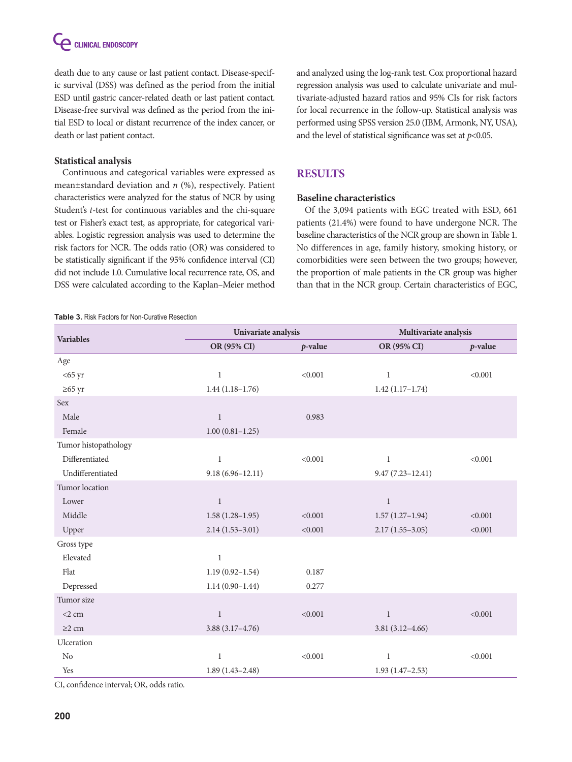death due to any cause or last patient contact. Disease-specific survival (DSS) was defined as the period from the initial ESD until gastric cancer-related death or last patient contact. Disease-free survival was defined as the period from the initial ESD to local or distant recurrence of the index cancer, or death or last patient contact.

### Statistical analysis

Continuous and categorical variables were expressed as mean±standard deviation and *n* (%), respectively. Patient characteristics were analyzed for the status of NCR by using Student's *t*-test for continuous variables and the chi-square test or Fisher's exact test, as appropriate, for categorical variables. Logistic regression analysis was used to determine the risk factors for NCR. The odds ratio (OR) was considered to be statistically significant if the 95% confidence interval (CI) did not include 1.0. Cumulative local recurrence rate, OS, and DSS were calculated according to the Kaplan–Meier method and analyzed using the log-rank test. Cox proportional hazard regression analysis was used to calculate univariate and multivariate-adjusted hazard ratios and 95% CIs for risk factors for local recurrence in the follow-up. Statistical analysis was performed using SPSS version 25.0 (IBM, Armonk, NY, USA), and the level of statistical significance was set at $p<0.05$.

## RESULTS

### Baseline characteristics

Of the 3,094 patients with EGC treated with ESD, 661 patients (21.4%) were found to have undergone NCR. The baseline characteristics of the NCR group are shown in Table 1. No differences in age, family history, smoking history, or comorbidities were seen between the two groups; however, the proportion of male patients in the CR group was higher than that in the NCR group. Certain characteristics of EGC,

**Table 3.** Risk Factors for Non-Curative Resection

| Variables | Univariate analysis | | Multivariate analysis | |
|---|---|---|---|---|
| | OR (95% CI) | *p*-value | OR (95% CI) | *p*-value |
| Age | | | | |
| <65 yr | 1 | <0.001 | 1 | <0.001 |
| ≥65 yr | 1.44 (1.18–1.76) | | 1.42 (1.17–1.74) | |
| Sex | | | | |
| Male | 1 | 0.983 | | |
| Female | 1.00 (0.81–1.25) | | | |
| Tumor histopathology | | | | |
| Differentiated | 1 | <0.001 | 1 | <0.001 |
| Undifferentiated | 9.18 (6.96–12.11) | | 9.47 (7.23–12.41) | |
| Tumor location | | | | |
| Lower | 1 | | 1 | |
| Middle | 1.58 (1.28–1.95) | <0.001 | 1.57 (1.27–1.94) | <0.001 |
| Upper | 2.14 (1.53–3.01) | <0.001 | 2.17 (1.55–3.05) | <0.001 |
| Gross type | | | | |
| Elevated | 1 | | | |
| Flat | 1.19 (0.92–1.54) | 0.187 | | |
| Depressed | 1.14 (0.90–1.44) | 0.277 | | |
| Tumor size | | | | |
| <2 cm | 1 | <0.001 | 1 | <0.001 |
| ≥2 cm | 3.88 (3.17–4.76) | | 3.81 (3.12–4.66) | |
| Ulceration | | | | |
| No | 1 | <0.001 | 1 | <0.001 |
| Yes | 1.89 (1.43–2.48) | | 1.93 (1.47–2.53) | |

CI, confidence interval; OR, odds ratio.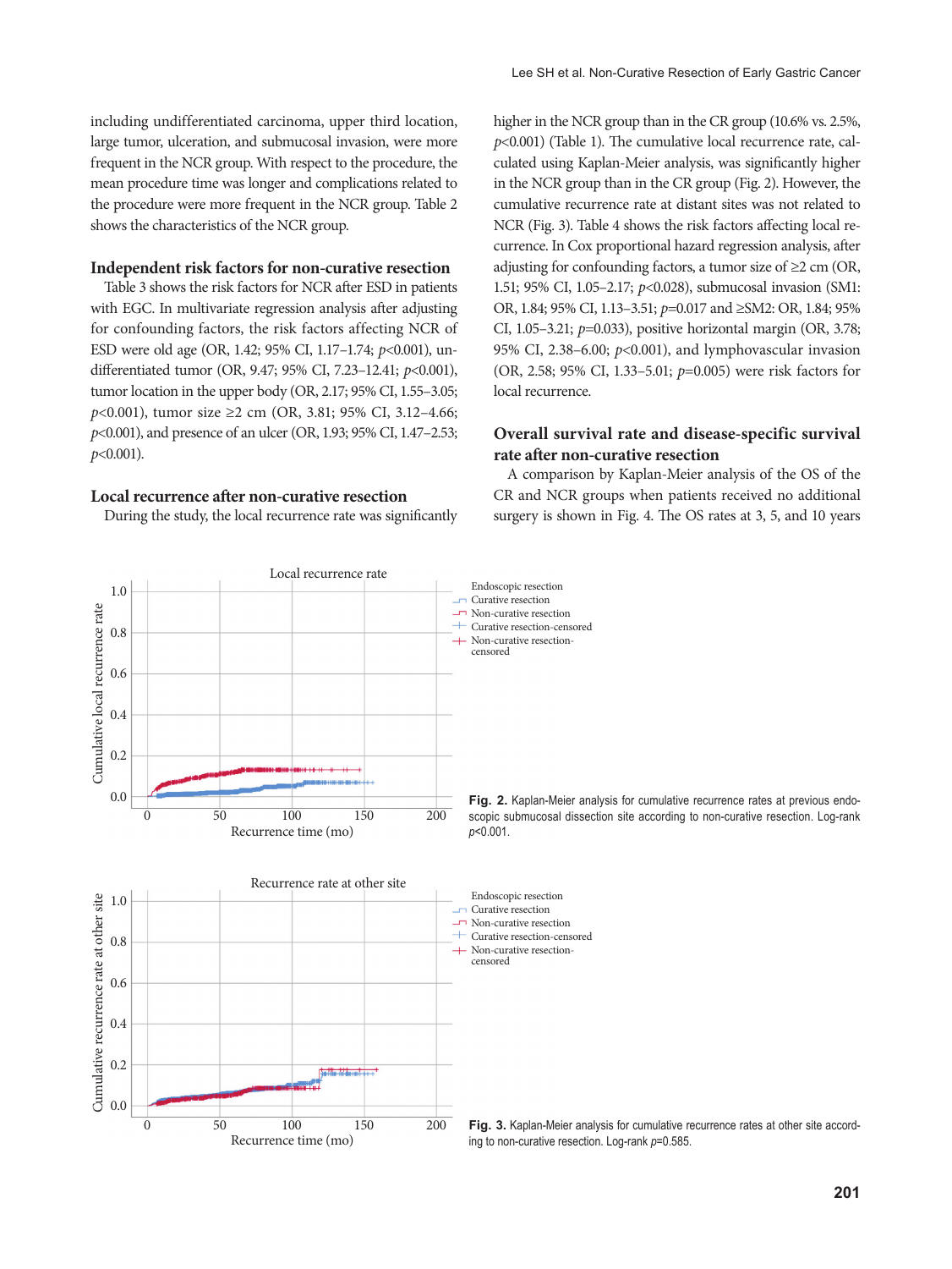including undifferentiated carcinoma, upper third location, large tumor, ulceration, and submucosal invasion, were more frequent in the NCR group. With respect to the procedure, the mean procedure time was longer and complications related to the procedure were more frequent in the NCR group. Table 2 shows the characteristics of the NCR group.

### Independent risk factors for non-curative resection

Table 3 shows the risk factors for NCR after ESD in patients with EGC. In multivariate regression analysis after adjusting for confounding factors, the risk factors affecting NCR of ESD were old age (OR, 1.42; 95% CI, 1.17–1.74; $p<0.001$), undifferentiated tumor (OR, 9.47; 95% CI, 7.23–12.41; $p<0.001$), tumor location in the upper body (OR, 2.17; 95% CI, 1.55–3.05; $p<0.001$), tumor size ≥2 cm (OR, 3.81; 95% CI, 3.12–4.66; $p<0.001$), and presence of an ulcer (OR, 1.93; 95% CI, 1.47–2.53; $p<0.001$).

### Local recurrence after non-curative resection

During the study, the local recurrence rate was significantly higher in the NCR group than in the CR group (10.6% vs. 2.5%, $p<0.001$) (Table 1). The cumulative local recurrence rate, calculated using Kaplan-Meier analysis, was significantly higher in the NCR group than in the CR group (Fig. 2). However, the cumulative recurrence rate at distant sites was not related to NCR (Fig. 3). Table 4 shows the risk factors affecting local recurrence. In Cox proportional hazard regression analysis, after adjusting for confounding factors, a tumor size of ≥2 cm (OR, 1.51; 95% CI, 1.05–2.17; $p<0.028$), submucosal invasion (SM1: OR, 1.84; 95% CI, 1.13–3.51; $p=0.017$ and ≥SM2: OR, 1.84; 95% CI, 1.05–3.21; $p=0.033$), positive horizontal margin (OR, 3.78; 95% CI, 2.38–6.00; $p<0.001$), and lymphovascular invasion (OR, 2.58; 95% CI, 1.33–5.01; $p=0.005$) were risk factors for local recurrence.

### Overall survival rate and disease-specific survival rate after non-curative resection

A comparison by Kaplan-Meier analysis of the OS of the CR and NCR groups when patients received no additional surgery is shown in Fig. 4. The OS rates at 3, 5, and 10 years

**Fig. 2.** Kaplan-Meier analysis for cumulative recurrence rates at previous endoscopic submucosal dissection site according to non-curative resection. Log-rank $p<0.001$.

**Fig. 3.** Kaplan-Meier analysis for cumulative recurrence rates at other site according to non-curative resection. Log-rank $p=0.585$.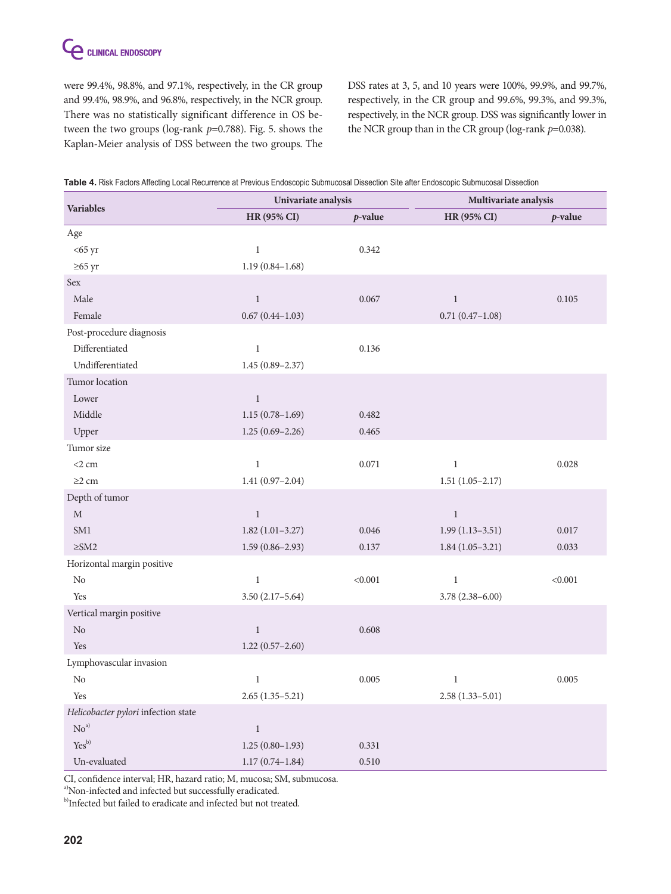were 99.4%, 98.8%, and 97.1%, respectively, in the CR group and 99.4%, 98.9%, and 96.8%, respectively, in the NCR group. There was no statistically significant difference in OS between the two groups (log-rank $p$=0.788). Fig. 5. shows the Kaplan-Meier analysis of DSS between the two groups. The DSS rates at 3, 5, and 10 years were 100%, 99.9%, and 99.7%, respectively, in the CR group and 99.6%, 99.3%, and 99.3%, respectively, in the NCR group. DSS was significantly lower in the NCR group than in the CR group (log-rank $p$=0.038).

**Table 4.** Risk Factors Affecting Local Recurrence at Previous Endoscopic Submucosal Dissection Site after Endoscopic Submucosal Dissection

| Variables | Univariate analysis | | Multivariate analysis | |
|---|---|---|---|---|
| | HR (95% CI) | *p*-value | HR (95% CI) | *p*-value |
| Age | | | | |
| <65 yr | 1 | 0.342 | | |
| ≥65 yr | 1.19 (0.84–1.68) | | | |
| Sex | | | | |
| Male | 1 | 0.067 | 1 | 0.105 |
| Female | 0.67 (0.44–1.03) | | 0.71 (0.47–1.08) | |
| Post-procedure diagnosis | | | | |
| Differentiated | 1 | 0.136 | | |
| Undifferentiated | 1.45 (0.89–2.37) | | | |
| Tumor location | | | | |
| Lower | 1 | | | |
| Middle | 1.15 (0.78–1.69) | 0.482 | | |
| Upper | 1.25 (0.69–2.26) | 0.465 | | |
| Tumor size | | | | |
| <2 cm | 1 | 0.071 | 1 | 0.028 |
| ≥2 cm | 1.41 (0.97–2.04) | | 1.51 (1.05–2.17) | |
| Depth of tumor | | | | |
| M | 1 | | 1 | |
| SM1 | 1.82 (1.01–3.27) | 0.046 | 1.99 (1.13–3.51) | 0.017 |
| ≥SM2 | 1.59 (0.86–2.93) | 0.137 | 1.84 (1.05–3.21) | 0.033 |
| Horizontal margin positive | | | | |
| No | 1 | <0.001 | 1 | <0.001 |
| Yes | 3.50 (2.17–5.64) | | 3.78 (2.38–6.00) | |
| Vertical margin positive | | | | |
| No | 1 | 0.608 | | |
| Yes | 1.22 (0.57–2.60) | | | |
| Lymphovascular invasion | | | | |
| No | 1 | 0.005 | 1 | 0.005 |
| Yes | 2.65 (1.35–5.21) | | 2.58 (1.33–5.01) | |
| *Helicobacter pylori* infection state | | | | |
| No[a] | 1 | | | |
| Yes[b] | 1.25 (0.80–1.93) | 0.331 | | |
| Un-evaluated | 1.17 (0.74–1.84) | 0.510 | | |

CI, confidence interval; HR, hazard ratio; M, mucosa; SM, submucosa.
[a]Non-infected and infected but successfully eradicated.
[b]Infected but failed to eradicate and infected but not treated.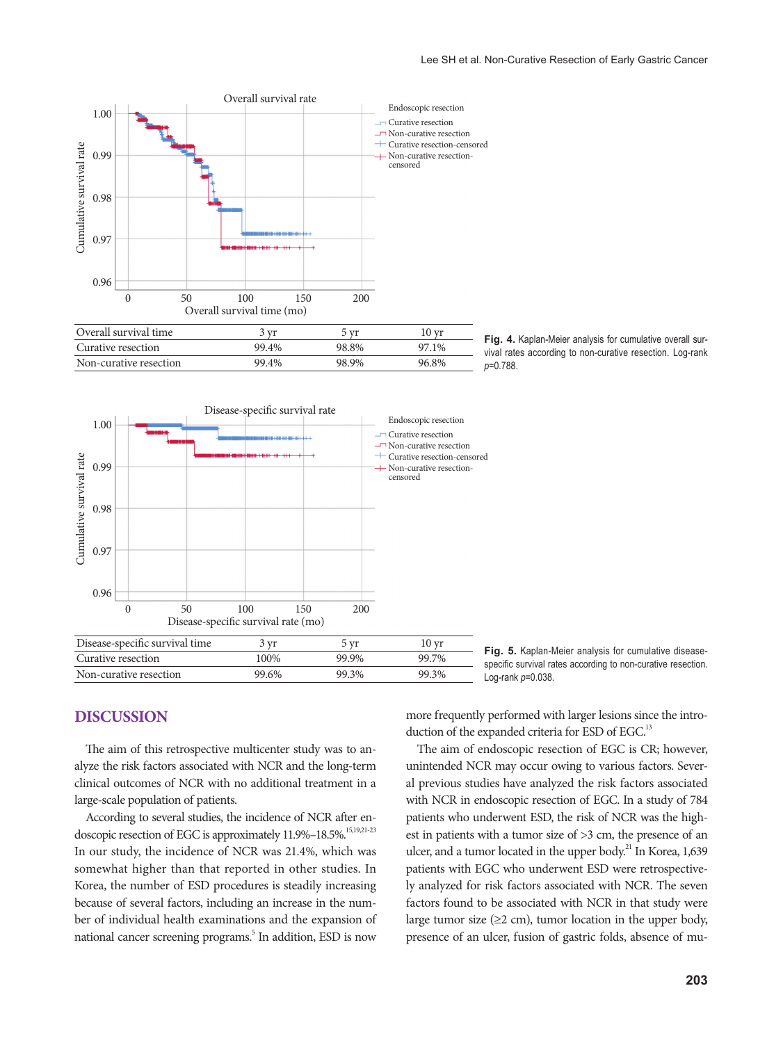| Overall survival time | 3 yr | 5 yr | 10 yr |
|---|---|---|---|
| Curative resection | 99.4% | 98.8% | 97.1% |
| Non-curative resection | 99.4% | 98.9% | 96.8% |

**Fig. 4.** Kaplan-Meier analysis for cumulative overall survival rates according to non-curative resection. Log-rank $p$=0.788.

| Disease-specific survival time | 3 yr | 5 yr | 10 yr |
|---|---|---|---|
| Curative resection | 100% | 99.9% | 99.7% |
| Non-curative resection | 99.6% | 99.3% | 99.3% |

**Fig. 5.** Kaplan-Meier analysis for cumulative disease-specific survival rates according to non-curative resection. Log-rank $p$=0.038.

## DISCUSSION

The aim of this retrospective multicenter study was to analyze the risk factors associated with NCR and the long-term clinical outcomes of NCR with no additional treatment in a large-scale population of patients.

According to several studies, the incidence of NCR after endoscopic resection of EGC is approximately 11.9%–18.5%.[15,19,21-23] In our study, the incidence of NCR was 21.4%, which was somewhat higher than that reported in other studies. In Korea, the number of ESD procedures is steadily increasing because of several factors, including an increase in the number of individual health examinations and the expansion of national cancer screening programs.[5] In addition, ESD is now more frequently performed with larger lesions since the introduction of the expanded criteria for ESD of EGC.[13]

The aim of endoscopic resection of EGC is CR; however, unintended NCR may occur owing to various factors. Several previous studies have analyzed the risk factors associated with NCR in endoscopic resection of EGC. In a study of 784 patients who underwent ESD, the risk of NCR was the highest in patients with a tumor size of >3 cm, the presence of an ulcer, and a tumor located in the upper body.[21] In Korea, 1,639 patients with EGC who underwent ESD were retrospectively analyzed for risk factors associated with NCR. The seven factors found to be associated with NCR in that study were large tumor size (≥2 cm), tumor location in the upper body, presence of an ulcer, fusion of gastric folds, absence of mu-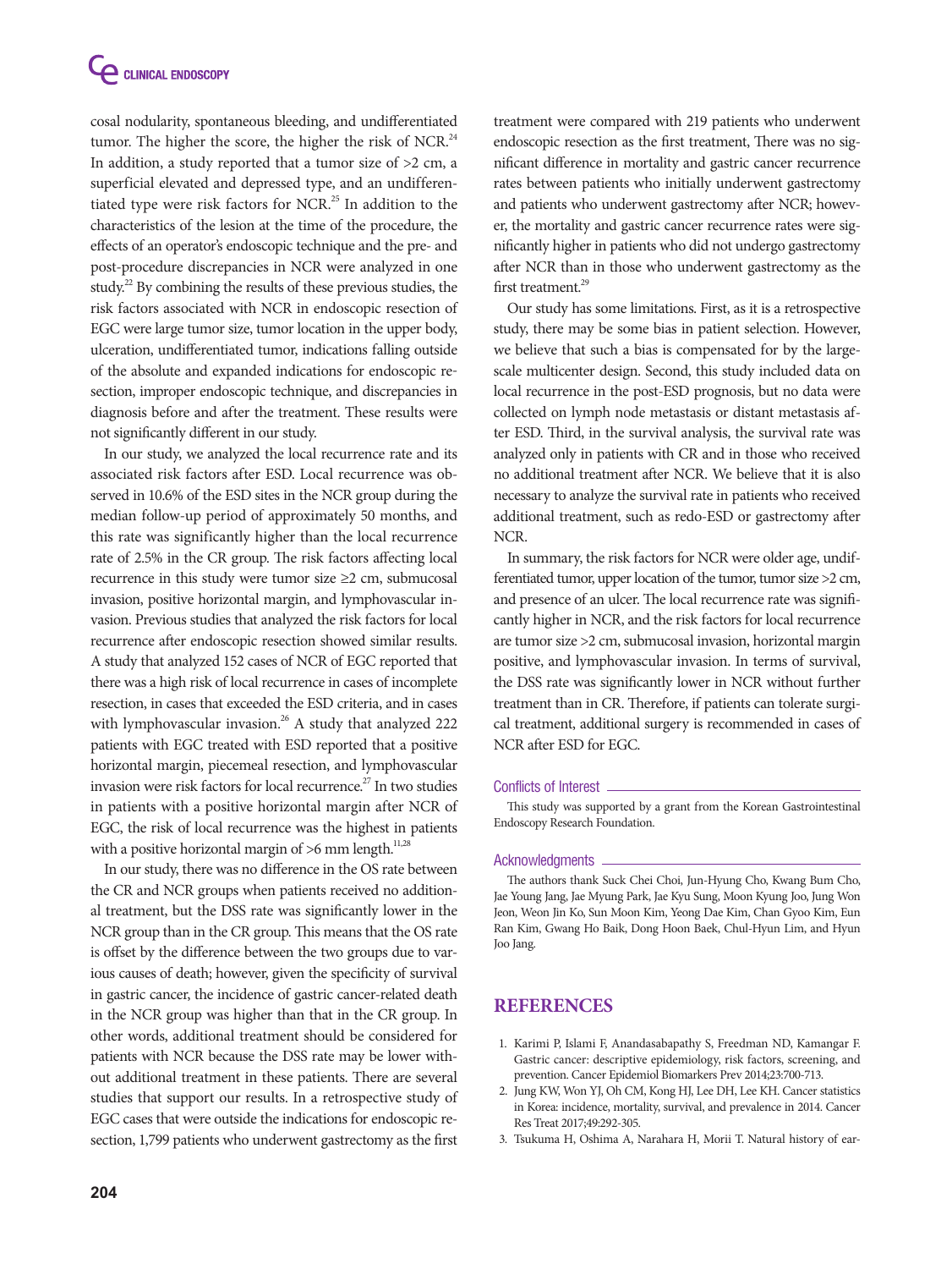cosal nodularity, spontaneous bleeding, and undifferentiated tumor. The higher the score, the higher the risk of NCR.[24] In addition, a study reported that a tumor size of >2 cm, a superficial elevated and depressed type, and an undifferentiated type were risk factors for NCR.[25] In addition to the characteristics of the lesion at the time of the procedure, the effects of an operator's endoscopic technique and the pre- and post-procedure discrepancies in NCR were analyzed in one study.[22] By combining the results of these previous studies, the risk factors associated with NCR in endoscopic resection of EGC were large tumor size, tumor location in the upper body, ulceration, undifferentiated tumor, indications falling outside of the absolute and expanded indications for endoscopic resection, improper endoscopic technique, and discrepancies in diagnosis before and after the treatment. These results were not significantly different in our study.

In our study, we analyzed the local recurrence rate and its associated risk factors after ESD. Local recurrence was observed in 10.6% of the ESD sites in the NCR group during the median follow-up period of approximately 50 months, and this rate was significantly higher than the local recurrence rate of 2.5% in the CR group. The risk factors affecting local recurrence in this study were tumor size ≥2 cm, submucosal invasion, positive horizontal margin, and lymphovascular invasion. Previous studies that analyzed the risk factors for local recurrence after endoscopic resection showed similar results. A study that analyzed 152 cases of NCR of EGC reported that there was a high risk of local recurrence in cases of incomplete resection, in cases that exceeded the ESD criteria, and in cases with lymphovascular invasion.[26] A study that analyzed 222 patients with EGC treated with ESD reported that a positive horizontal margin, piecemeal resection, and lymphovascular invasion were risk factors for local recurrence.[27] In two studies in patients with a positive horizontal margin after NCR of EGC, the risk of local recurrence was the highest in patients with a positive horizontal margin of >6 mm length.[11,28]

In our study, there was no difference in the OS rate between the CR and NCR groups when patients received no additional treatment, but the DSS rate was significantly lower in the NCR group than in the CR group. This means that the OS rate is offset by the difference between the two groups due to various causes of death; however, given the specificity of survival in gastric cancer, the incidence of gastric cancer-related death in the NCR group was higher than that in the CR group. In other words, additional treatment should be considered for patients with NCR because the DSS rate may be lower without additional treatment in these patients. There are several studies that support our results. In a retrospective study of EGC cases that were outside the indications for endoscopic resection, 1,799 patients who underwent gastrectomy as the first treatment were compared with 219 patients who underwent endoscopic resection as the first treatment, There was no significant difference in mortality and gastric cancer recurrence rates between patients who initially underwent gastrectomy and patients who underwent gastrectomy after NCR; however, the mortality and gastric cancer recurrence rates were significantly higher in patients who did not undergo gastrectomy after NCR than in those who underwent gastrectomy as the first treatment.[29]

Our study has some limitations. First, as it is a retrospective study, there may be some bias in patient selection. However, we believe that such a bias is compensated for by the large-scale multicenter design. Second, this study included data on local recurrence in the post-ESD prognosis, but no data were collected on lymph node metastasis or distant metastasis after ESD. Third, in the survival analysis, the survival rate was analyzed only in patients with CR and in those who received no additional treatment after NCR. We believe that it is also necessary to analyze the survival rate in patients who received additional treatment, such as redo-ESD or gastrectomy after NCR.

In summary, the risk factors for NCR were older age, undifferentiated tumor, upper location of the tumor, tumor size >2 cm, and presence of an ulcer. The local recurrence rate was significantly higher in NCR, and the risk factors for local recurrence are tumor size >2 cm, submucosal invasion, horizontal margin positive, and lymphovascular invasion. In terms of survival, the DSS rate was significantly lower in NCR without further treatment than in CR. Therefore, if patients can tolerate surgical treatment, additional surgery is recommended in cases of NCR after ESD for EGC.

## Conflicts of Interest

This study was supported by a grant from the Korean Gastrointestinal Endoscopy Research Foundation.

## Acknowledgments

The authors thank Suck Chei Choi, Jun-Hyung Cho, Kwang Bum Cho, Jae Young Jang, Jae Myung Park, Jae Kyu Sung, Moon Kyung Joo, Jung Won Jeon, Weon Jin Ko, Sun Moon Kim, Yeong Dae Kim, Chan Gyoo Kim, Eun Ran Kim, Gwang Ho Baik, Dong Hoon Baek, Chul-Hyun Lim, and Hyun Joo Jang.

# REFERENCES

1. Karimi P, Islami F, Anandasabapathy S, Freedman ND, Kamangar F. Gastric cancer: descriptive epidemiology, risk factors, screening, and prevention. Cancer Epidemiol Biomarkers Prev 2014;23:700-713.
2. Jung KW, Won YJ, Oh CM, Kong HJ, Lee DH, Lee KH. Cancer statistics in Korea: incidence, mortality, survival, and prevalence in 2014. Cancer Res Treat 2017;49:292-305.
3. Tsukuma H, Oshima A, Narahara H, Morii T. Natural history of ear-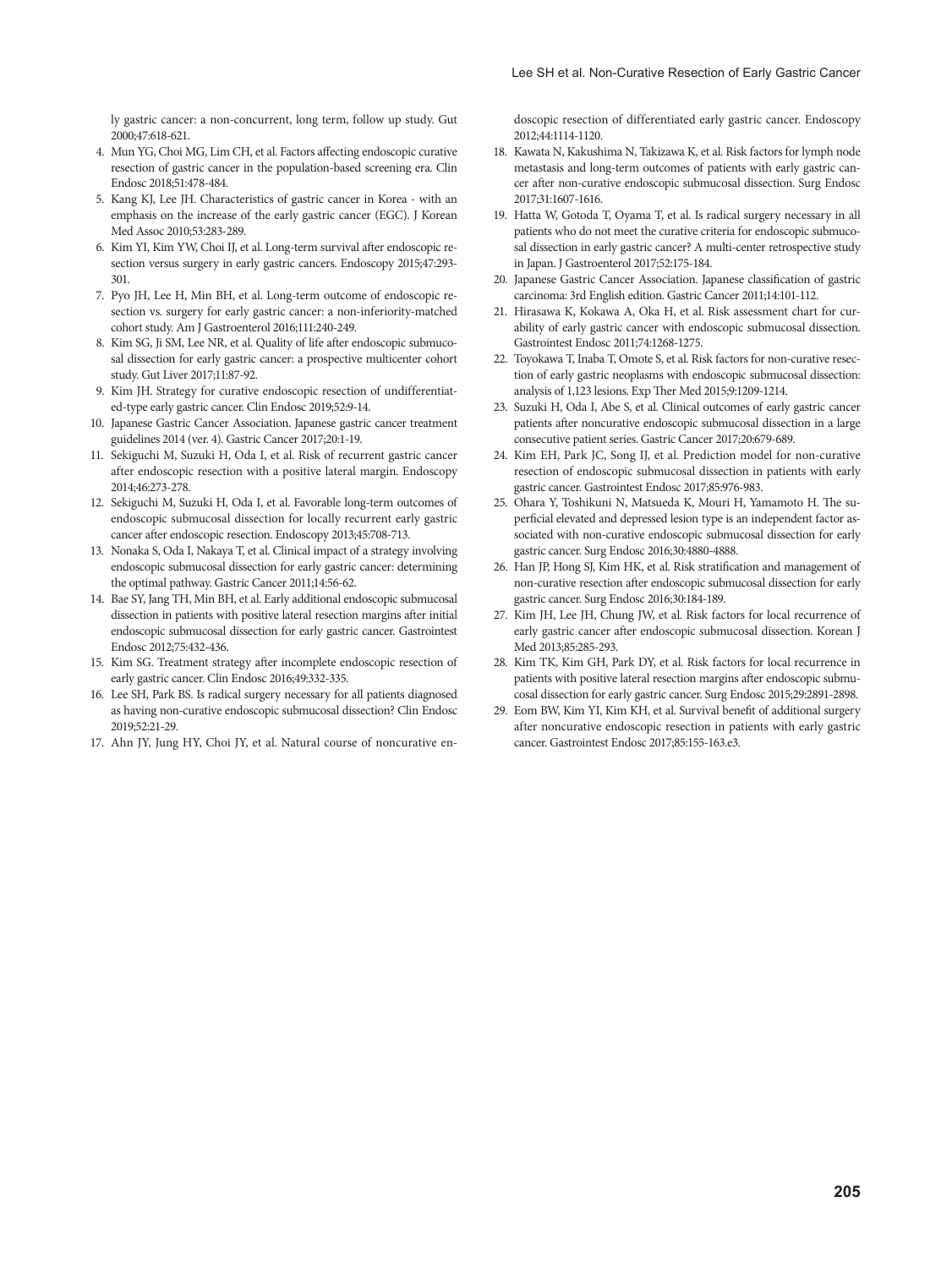ly gastric cancer: a non-concurrent, long term, follow up study. Gut 2000;47:618-621.

4. Mun YG, Choi MG, Lim CH, et al. Factors affecting endoscopic curative resection of gastric cancer in the population-based screening era. Clin Endosc 2018;51:478-484.
5. Kang KJ, Lee JH. Characteristics of gastric cancer in Korea - with an emphasis on the increase of the early gastric cancer (EGC). J Korean Med Assoc 2010;53:283-289.
6. Kim YI, Kim YW, Choi IJ, et al. Long-term survival after endoscopic resection versus surgery in early gastric cancers. Endoscopy 2015;47:293-301.
7. Pyo JH, Lee H, Min BH, et al. Long-term outcome of endoscopic resection vs. surgery for early gastric cancer: a non-inferiority-matched cohort study. Am J Gastroenterol 2016;111:240-249.
8. Kim SG, Ji SM, Lee NR, et al. Quality of life after endoscopic submucosal dissection for early gastric cancer: a prospective multicenter cohort study. Gut Liver 2017;11:87-92.
9. Kim JH. Strategy for curative endoscopic resection of undifferentiated-type early gastric cancer. Clin Endosc 2019;52:9-14.
10. Japanese Gastric Cancer Association. Japanese gastric cancer treatment guidelines 2014 (ver. 4). Gastric Cancer 2017;20:1-19.
11. Sekiguchi M, Suzuki H, Oda I, et al. Risk of recurrent gastric cancer after endoscopic resection with a positive lateral margin. Endoscopy 2014;46:273-278.
12. Sekiguchi M, Suzuki H, Oda I, et al. Favorable long-term outcomes of endoscopic submucosal dissection for locally recurrent early gastric cancer after endoscopic resection. Endoscopy 2013;45:708-713.
13. Nonaka S, Oda I, Nakaya T, et al. Clinical impact of a strategy involving endoscopic submucosal dissection for early gastric cancer: determining the optimal pathway. Gastric Cancer 2011;14:56-62.
14. Bae SY, Jang TH, Min BH, et al. Early additional endoscopic submucosal dissection in patients with positive lateral resection margins after initial endoscopic submucosal dissection for early gastric cancer. Gastrointest Endosc 2012;75:432-436.
15. Kim SG. Treatment strategy after incomplete endoscopic resection of early gastric cancer. Clin Endosc 2016;49:332-335.
16. Lee SH, Park BS. Is radical surgery necessary for all patients diagnosed as having non-curative endoscopic submucosal dissection? Clin Endosc 2019;52:21-29.
17. Ahn JY, Jung HY, Choi JY, et al. Natural course of noncurative endoscopic resection of differentiated early gastric cancer. Endoscopy 2012;44:1114-1120.
18. Kawata N, Kakushima N, Takizawa K, et al. Risk factors for lymph node metastasis and long-term outcomes of patients with early gastric cancer after non-curative endoscopic submucosal dissection. Surg Endosc 2017;31:1607-1616.
19. Hatta W, Gotoda T, Oyama T, et al. Is radical surgery necessary in all patients who do not meet the curative criteria for endoscopic submucosal dissection in early gastric cancer? A multi-center retrospective study in Japan. J Gastroenterol 2017;52:175-184.
20. Japanese Gastric Cancer Association. Japanese classification of gastric carcinoma: 3rd English edition. Gastric Cancer 2011;14:101-112.
21. Hirasawa K, Kokawa A, Oka H, et al. Risk assessment chart for curability of early gastric cancer with endoscopic submucosal dissection. Gastrointest Endosc 2011;74:1268-1275.
22. Toyokawa T, Inaba T, Omote S, et al. Risk factors for non-curative resection of early gastric neoplasms with endoscopic submucosal dissection: analysis of 1,123 lesions. Exp Ther Med 2015;9:1209-1214.
23. Suzuki H, Oda I, Abe S, et al. Clinical outcomes of early gastric cancer patients after noncurative endoscopic submucosal dissection in a large consecutive patient series. Gastric Cancer 2017;20:679-689.
24. Kim EH, Park JC, Song IJ, et al. Prediction model for non-curative resection of endoscopic submucosal dissection in patients with early gastric cancer. Gastrointest Endosc 2017;85:976-983.
25. Ohara Y, Toshikuni N, Matsueda K, Mouri H, Yamamoto H. The superficial elevated and depressed lesion type is an independent factor associated with non-curative endoscopic submucosal dissection for early gastric cancer. Surg Endosc 2016;30:4880-4888.
26. Han JP, Hong SJ, Kim HK, et al. Risk stratification and management of non-curative resection after endoscopic submucosal dissection for early gastric cancer. Surg Endosc 2016;30:184-189.
27. Kim JH, Lee JH, Chung JW, et al. Risk factors for local recurrence of early gastric cancer after endoscopic submucosal dissection. Korean J Med 2013;85:285-293.
28. Kim TK, Kim GH, Park DY, et al. Risk factors for local recurrence in patients with positive lateral resection margins after endoscopic submucosal dissection for early gastric cancer. Surg Endosc 2015;29:2891-2898.
29. Eom BW, Kim YI, Kim KH, et al. Survival benefit of additional surgery after noncurative endoscopic resection in patients with early gastric cancer. Gastrointest Endosc 2017;85:155-163.e3.